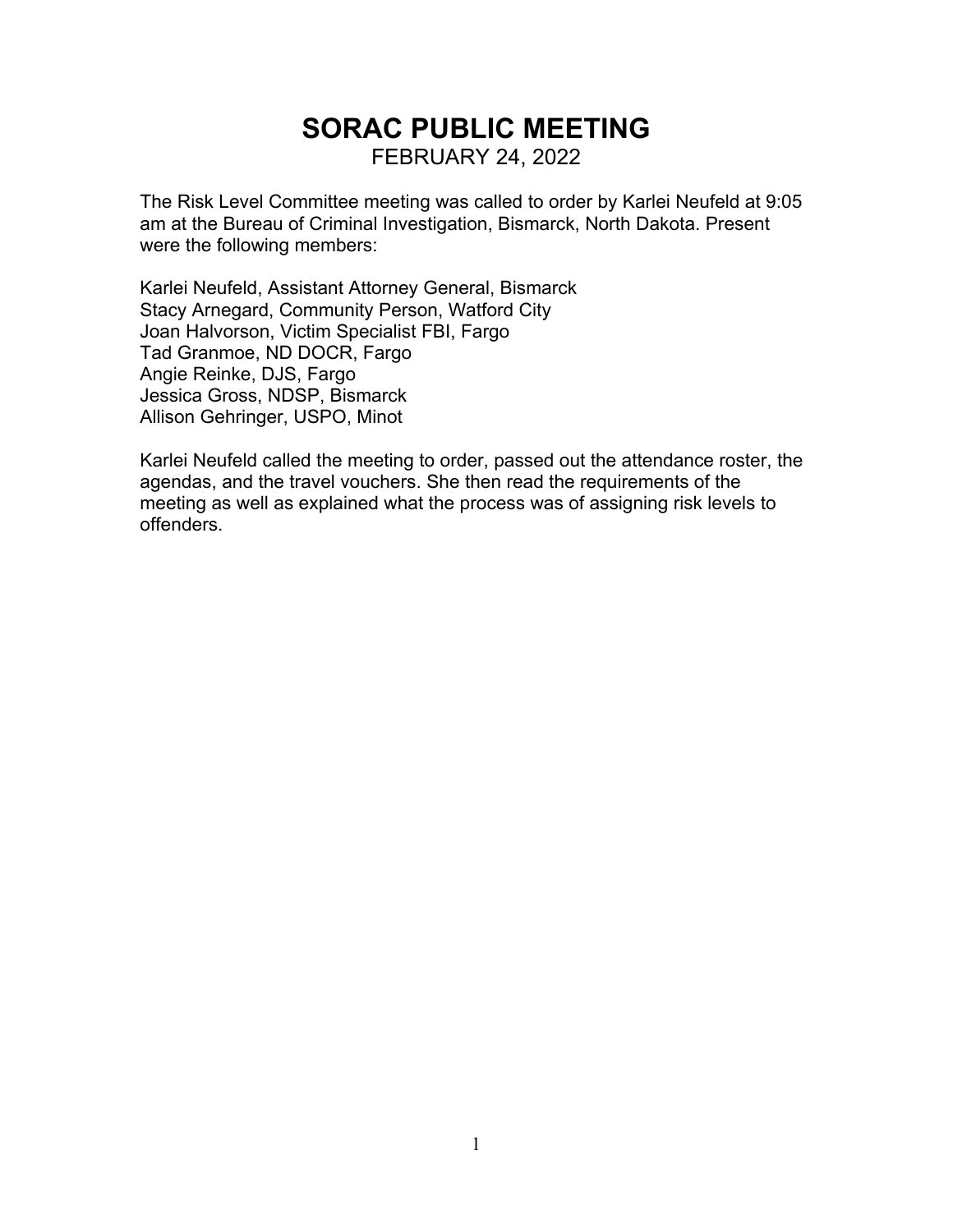# SORAC PUBLIC MEETING

FEBRUARY 24, 2022

The Risk Level Committee meeting was called to order by Karlei Neufeld at 9:05 am at the Bureau of Criminal Investigation, Bismarck, North Dakota. Present were the following members:

Karlei Neufeld, Assistant Attorney General, Bismarck
Stacy Arnegard, Community Person, Watford City
Joan Halvorson, Victim Specialist FBI, Fargo
Tad Granmoe, ND DOCR, Fargo
Angie Reinke, DJS, Fargo
Jessica Gross, NDSP, Bismarck
Allison Gehringer, USPO, Minot

Karlei Neufeld called the meeting to order, passed out the attendance roster, the agendas, and the travel vouchers. She then read the requirements of the meeting as well as explained what the process was of assigning risk levels to offenders.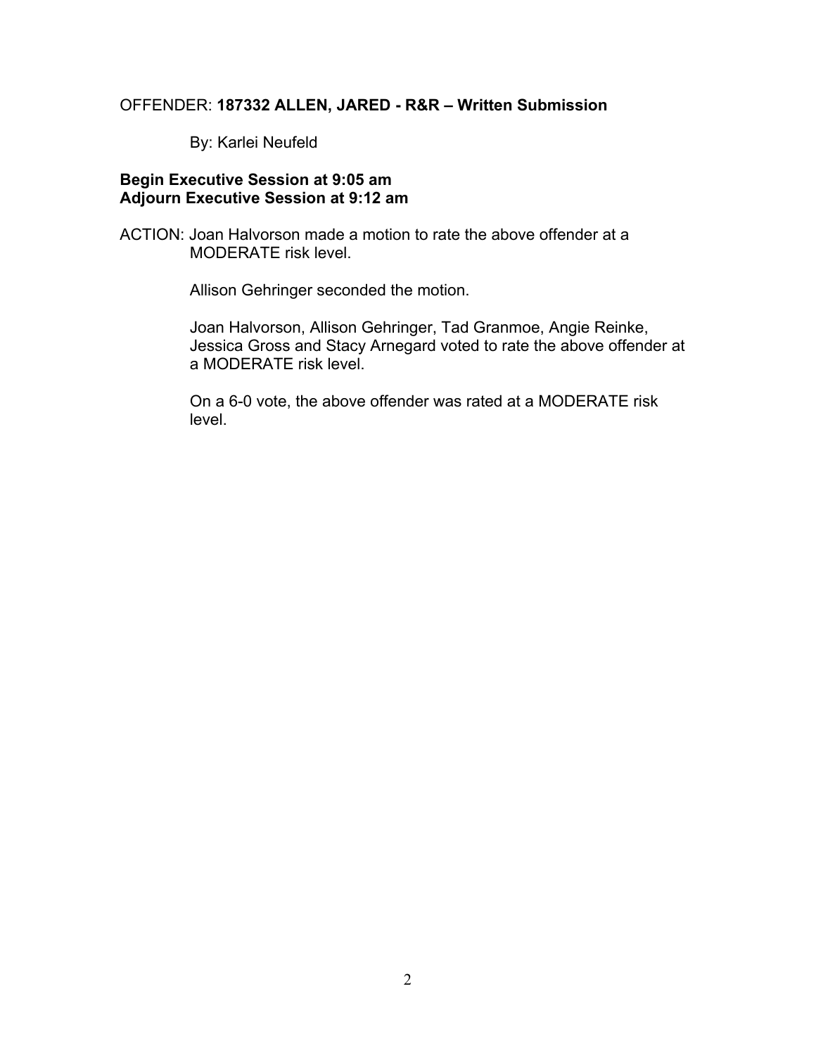OFFENDER: **187332 ALLEN, JARED - R&R – Written Submission**

By: Karlei Neufeld

**Begin Executive Session at 9:05 am**
**Adjourn Executive Session at 9:12 am**

ACTION: Joan Halvorson made a motion to rate the above offender at a MODERATE risk level.

Allison Gehringer seconded the motion.

Joan Halvorson, Allison Gehringer, Tad Granmoe, Angie Reinke, Jessica Gross and Stacy Arnegard voted to rate the above offender at a MODERATE risk level.

On a 6-0 vote, the above offender was rated at a MODERATE risk level.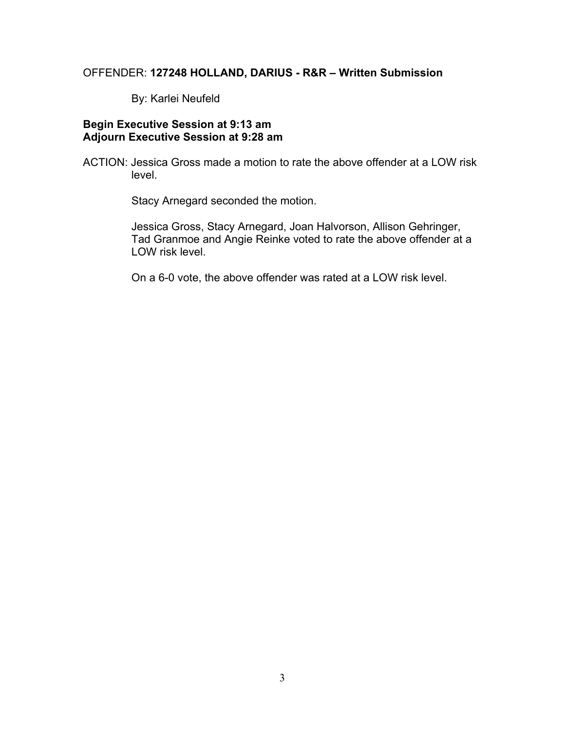OFFENDER: **127248 HOLLAND, DARIUS - R&R – Written Submission**

By: Karlei Neufeld

**Begin Executive Session at 9:13 am**
**Adjourn Executive Session at 9:28 am**

ACTION: Jessica Gross made a motion to rate the above offender at a LOW risk level.

Stacy Arnegard seconded the motion.

Jessica Gross, Stacy Arnegard, Joan Halvorson, Allison Gehringer, Tad Granmoe and Angie Reinke voted to rate the above offender at a LOW risk level.

On a 6-0 vote, the above offender was rated at a LOW risk level.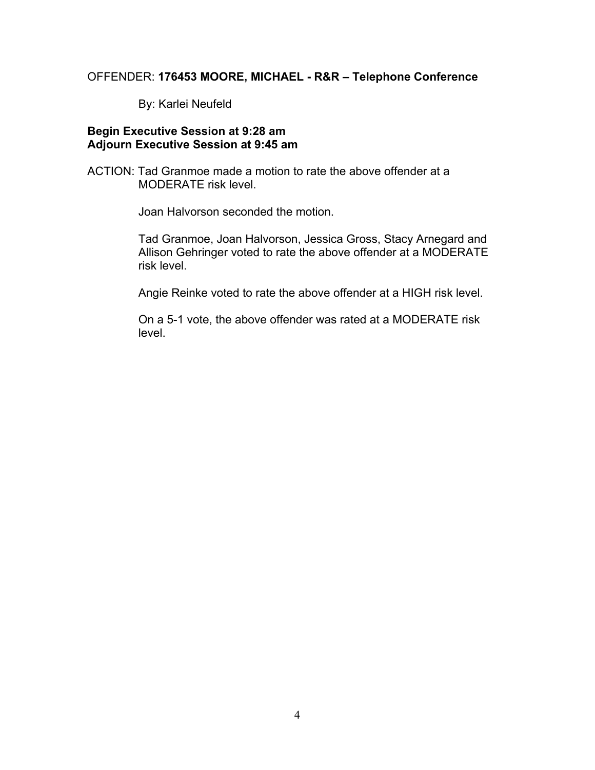OFFENDER: **176453 MOORE, MICHAEL - R&R – Telephone Conference**

By: Karlei Neufeld

**Begin Executive Session at 9:28 am**
**Adjourn Executive Session at 9:45 am**

ACTION: Tad Granmoe made a motion to rate the above offender at a MODERATE risk level.

Joan Halvorson seconded the motion.

Tad Granmoe, Joan Halvorson, Jessica Gross, Stacy Arnegard and Allison Gehringer voted to rate the above offender at a MODERATE risk level.

Angie Reinke voted to rate the above offender at a HIGH risk level.

On a 5-1 vote, the above offender was rated at a MODERATE risk level.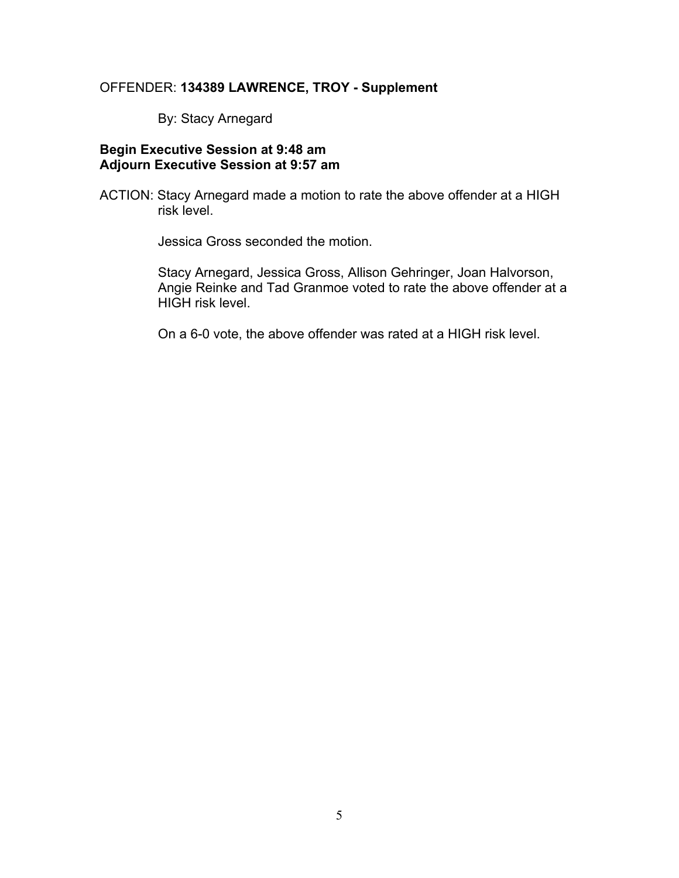OFFENDER: **134389 LAWRENCE, TROY - Supplement**

By: Stacy Arnegard

**Begin Executive Session at 9:48 am**
**Adjourn Executive Session at 9:57 am**

ACTION: Stacy Arnegard made a motion to rate the above offender at a HIGH risk level.

Jessica Gross seconded the motion.

Stacy Arnegard, Jessica Gross, Allison Gehringer, Joan Halvorson, Angie Reinke and Tad Granmoe voted to rate the above offender at a HIGH risk level.

On a 6-0 vote, the above offender was rated at a HIGH risk level.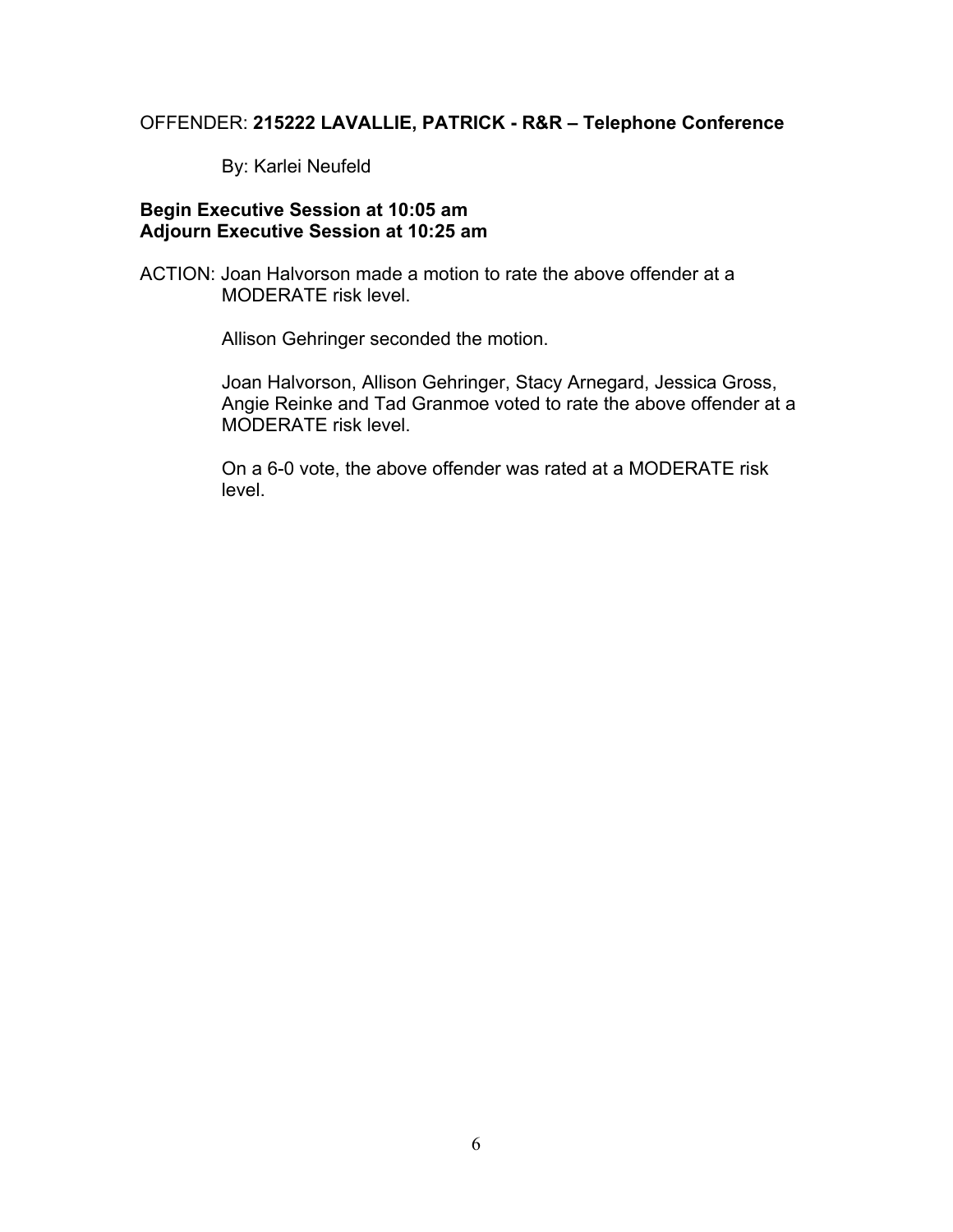OFFENDER: **215222 LAVALLIE, PATRICK - R&R – Telephone Conference**

By: Karlei Neufeld

**Begin Executive Session at 10:05 am**
**Adjourn Executive Session at 10:25 am**

ACTION: Joan Halvorson made a motion to rate the above offender at a MODERATE risk level.

Allison Gehringer seconded the motion.

Joan Halvorson, Allison Gehringer, Stacy Arnegard, Jessica Gross, Angie Reinke and Tad Granmoe voted to rate the above offender at a MODERATE risk level.

On a 6-0 vote, the above offender was rated at a MODERATE risk level.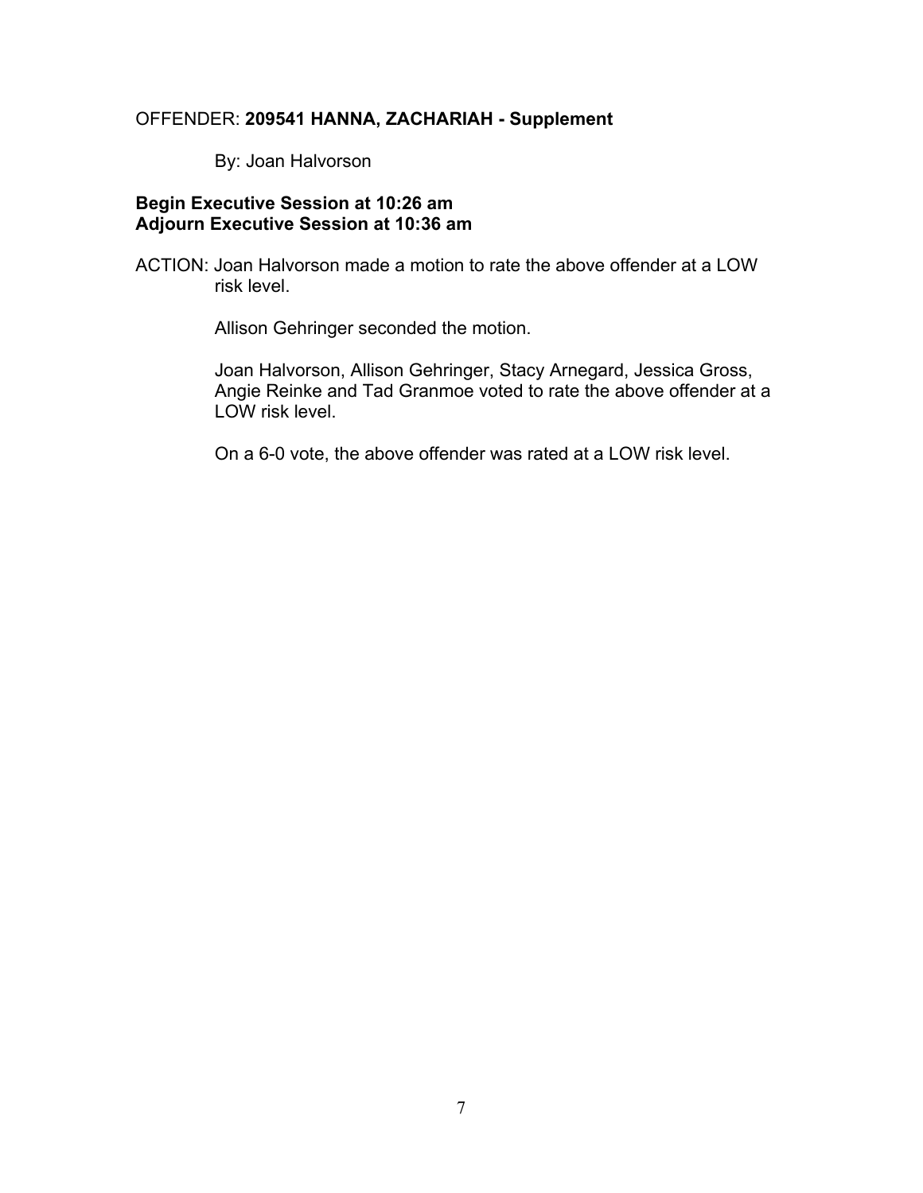OFFENDER: **209541 HANNA, ZACHARIAH - Supplement**

By: Joan Halvorson

**Begin Executive Session at 10:26 am**
**Adjourn Executive Session at 10:36 am**

ACTION: Joan Halvorson made a motion to rate the above offender at a LOW risk level.

Allison Gehringer seconded the motion.

Joan Halvorson, Allison Gehringer, Stacy Arnegard, Jessica Gross, Angie Reinke and Tad Granmoe voted to rate the above offender at a LOW risk level.

On a 6-0 vote, the above offender was rated at a LOW risk level.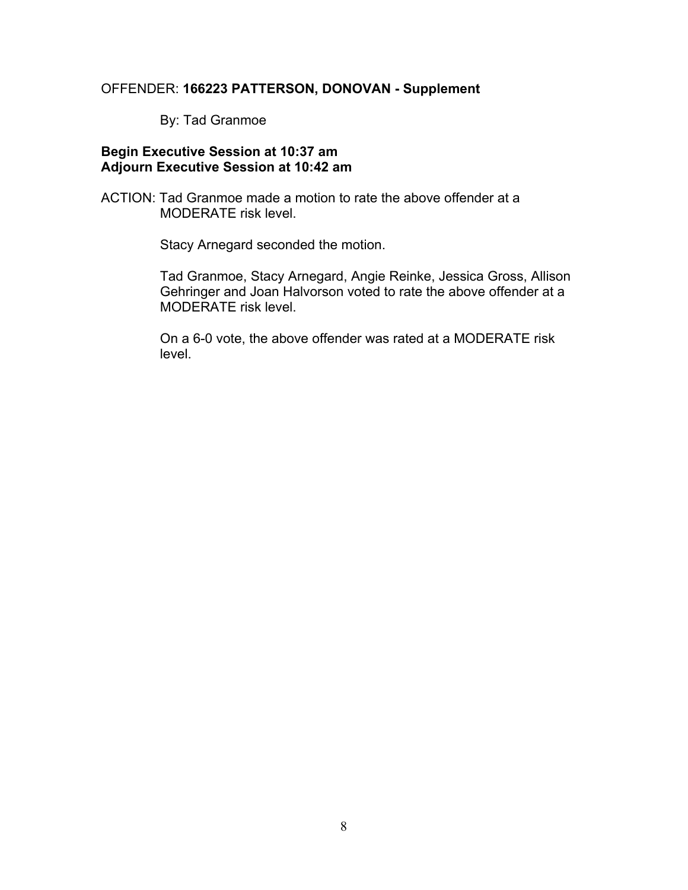OFFENDER: **166223 PATTERSON, DONOVAN - Supplement**

By: Tad Granmoe

**Begin Executive Session at 10:37 am**
**Adjourn Executive Session at 10:42 am**

ACTION: Tad Granmoe made a motion to rate the above offender at a MODERATE risk level.

Stacy Arnegard seconded the motion.

Tad Granmoe, Stacy Arnegard, Angie Reinke, Jessica Gross, Allison Gehringer and Joan Halvorson voted to rate the above offender at a MODERATE risk level.

On a 6-0 vote, the above offender was rated at a MODERATE risk level.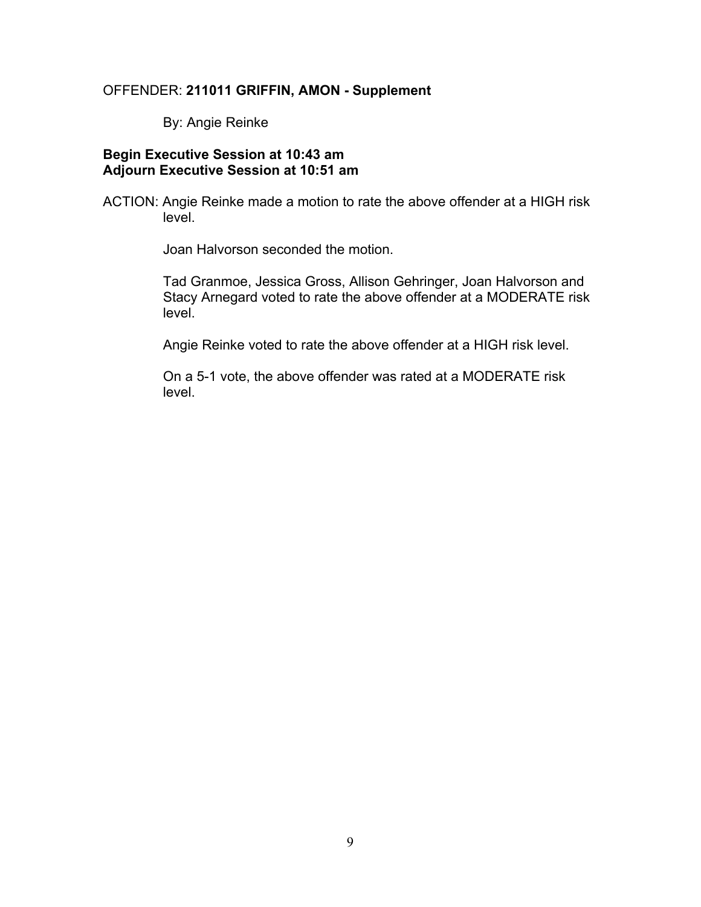OFFENDER: **211011 GRIFFIN, AMON - Supplement**

By: Angie Reinke

**Begin Executive Session at 10:43 am**
**Adjourn Executive Session at 10:51 am**

ACTION: Angie Reinke made a motion to rate the above offender at a HIGH risk level.

Joan Halvorson seconded the motion.

Tad Granmoe, Jessica Gross, Allison Gehringer, Joan Halvorson and Stacy Arnegard voted to rate the above offender at a MODERATE risk level.

Angie Reinke voted to rate the above offender at a HIGH risk level.

On a 5-1 vote, the above offender was rated at a MODERATE risk level.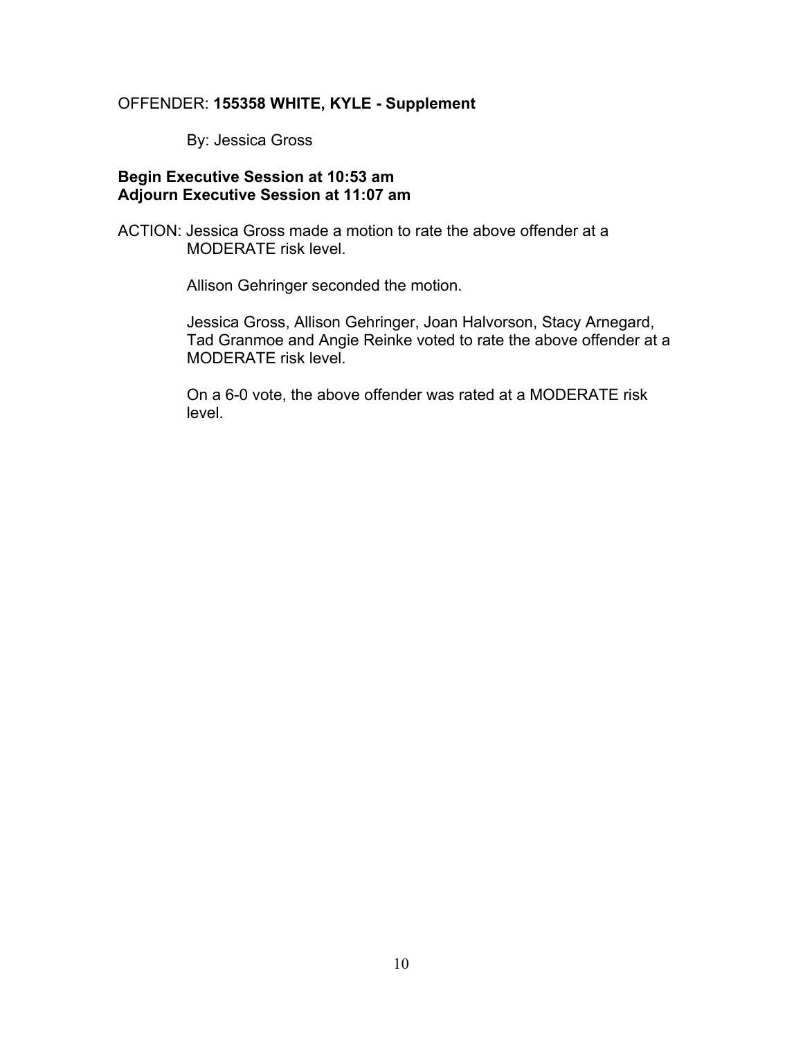OFFENDER: **155358 WHITE, KYLE - Supplement**

By: Jessica Gross

**Begin Executive Session at 10:53 am**
**Adjourn Executive Session at 11:07 am**

ACTION: Jessica Gross made a motion to rate the above offender at a MODERATE risk level.

Allison Gehringer seconded the motion.

Jessica Gross, Allison Gehringer, Joan Halvorson, Stacy Arnegard, Tad Granmoe and Angie Reinke voted to rate the above offender at a MODERATE risk level.

On a 6-0 vote, the above offender was rated at a MODERATE risk level.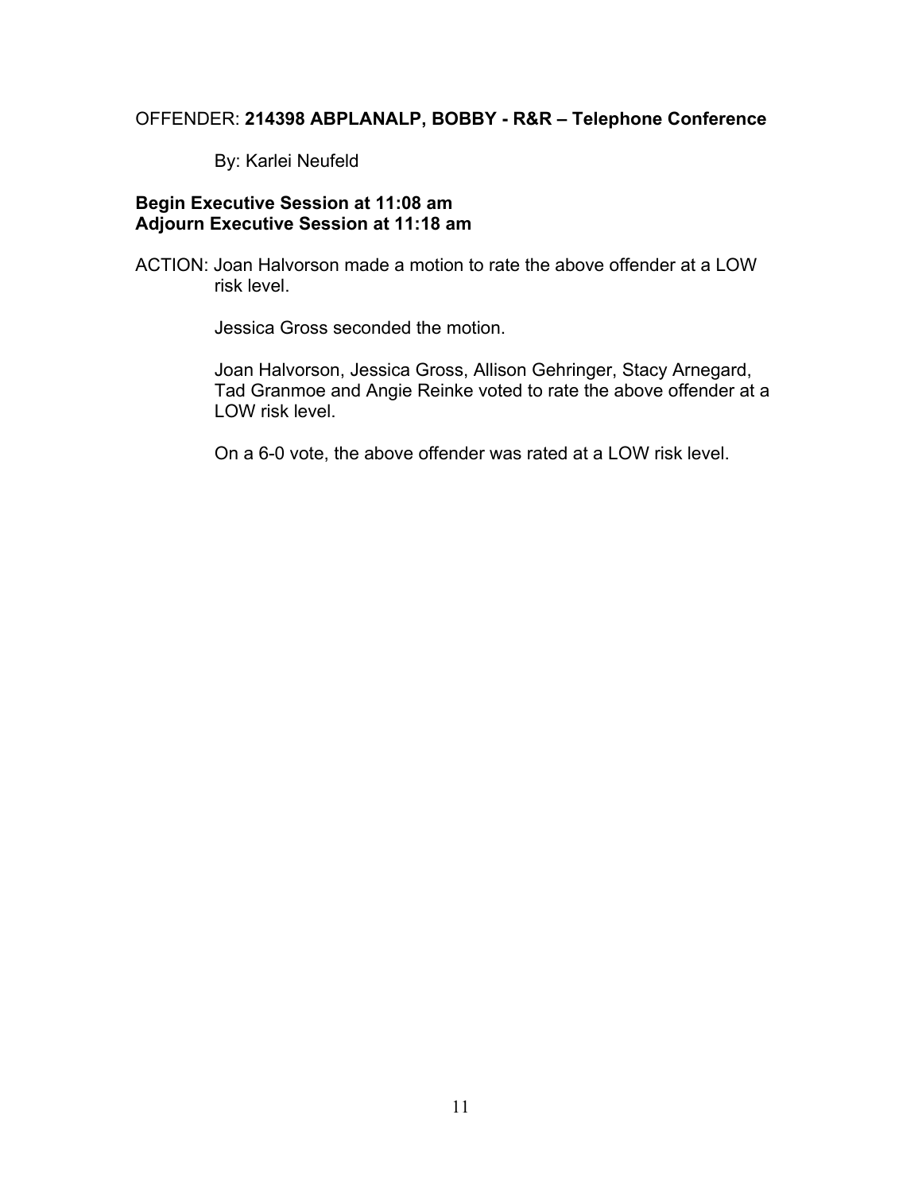OFFENDER: **214398 ABPLANALP, BOBBY - R&R – Telephone Conference**

By: Karlei Neufeld

**Begin Executive Session at 11:08 am**
**Adjourn Executive Session at 11:18 am**

ACTION: Joan Halvorson made a motion to rate the above offender at a LOW risk level.

Jessica Gross seconded the motion.

Joan Halvorson, Jessica Gross, Allison Gehringer, Stacy Arnegard, Tad Granmoe and Angie Reinke voted to rate the above offender at a LOW risk level.

On a 6-0 vote, the above offender was rated at a LOW risk level.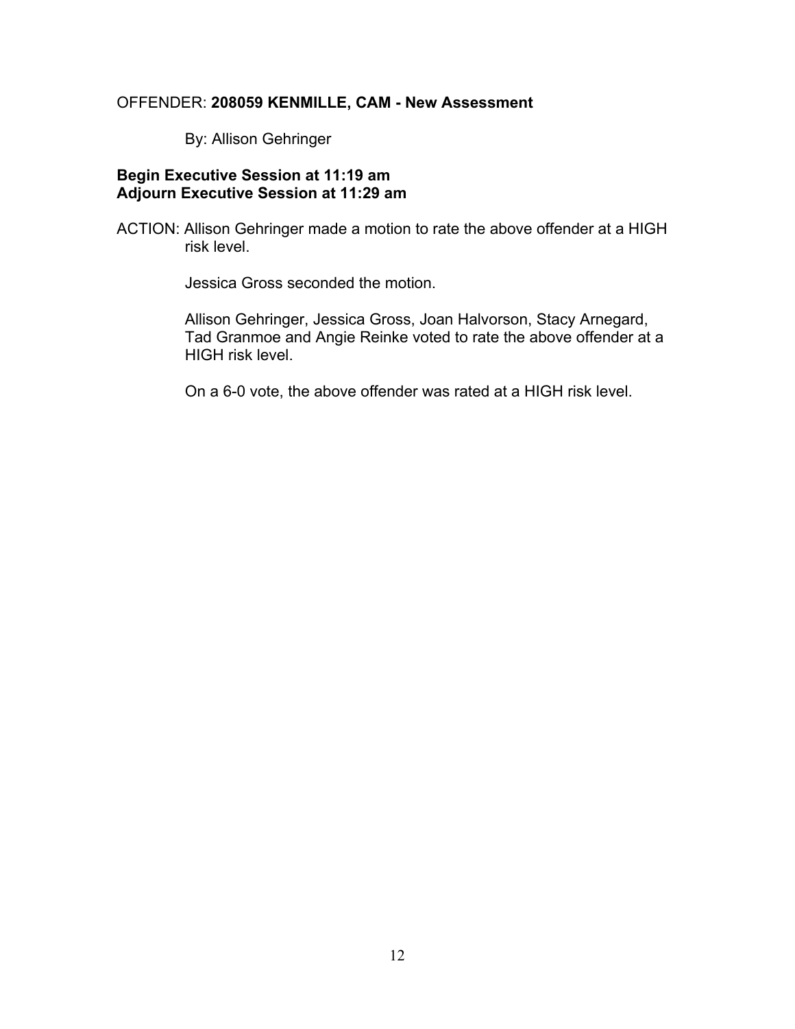OFFENDER: **208059 KENMILLE, CAM - New Assessment**

By: Allison Gehringer

**Begin Executive Session at 11:19 am**
**Adjourn Executive Session at 11:29 am**

ACTION: Allison Gehringer made a motion to rate the above offender at a HIGH risk level.

Jessica Gross seconded the motion.

Allison Gehringer, Jessica Gross, Joan Halvorson, Stacy Arnegard, Tad Granmoe and Angie Reinke voted to rate the above offender at a HIGH risk level.

On a 6-0 vote, the above offender was rated at a HIGH risk level.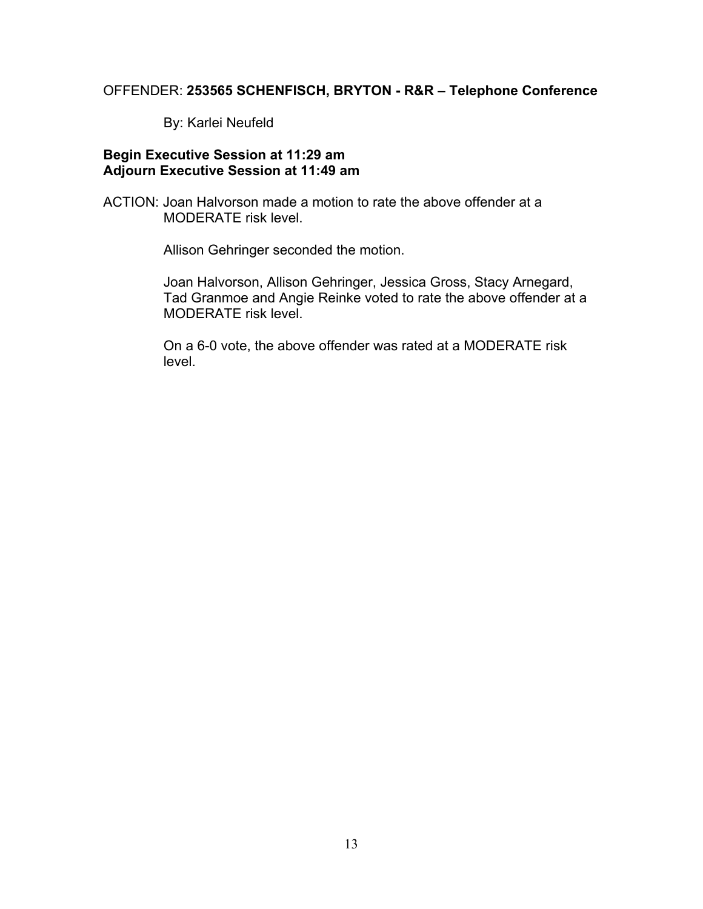OFFENDER: **253565 SCHENFISCH, BRYTON - R&R – Telephone Conference**

By: Karlei Neufeld

**Begin Executive Session at 11:29 am**
**Adjourn Executive Session at 11:49 am**

ACTION: Joan Halvorson made a motion to rate the above offender at a MODERATE risk level.

Allison Gehringer seconded the motion.

Joan Halvorson, Allison Gehringer, Jessica Gross, Stacy Arnegard, Tad Granmoe and Angie Reinke voted to rate the above offender at a MODERATE risk level.

On a 6-0 vote, the above offender was rated at a MODERATE risk level.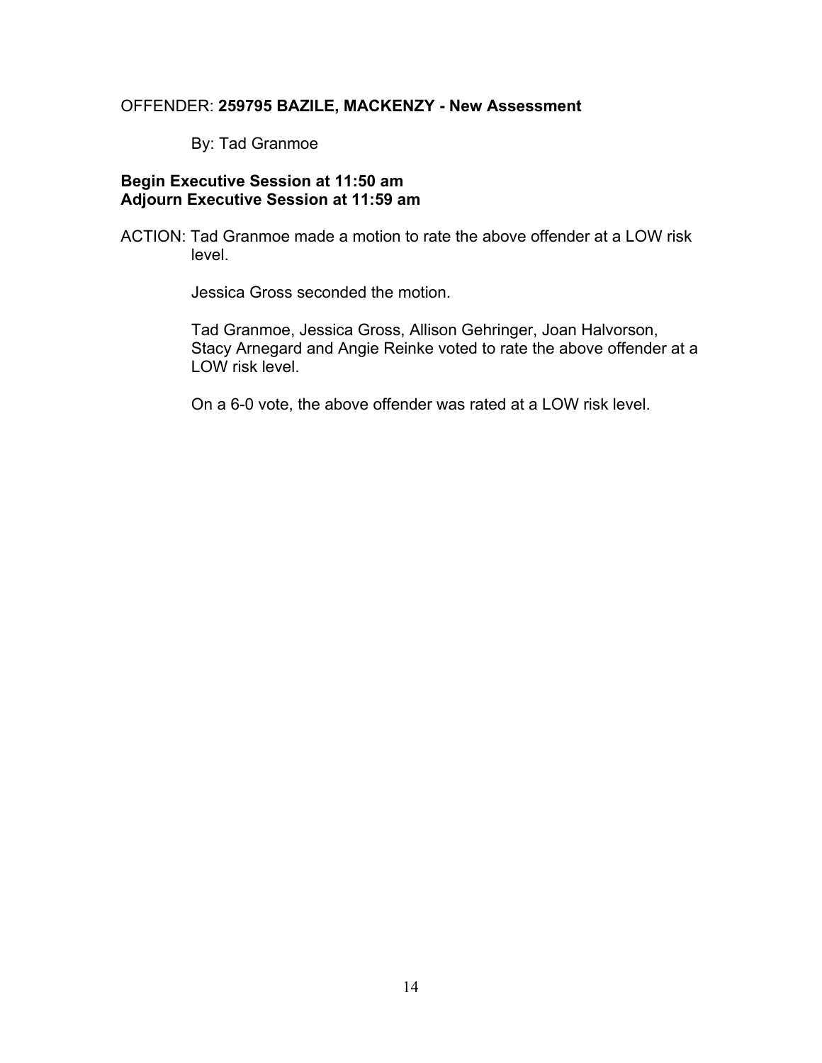OFFENDER: **259795 BAZILE, MACKENZY - New Assessment**

By: Tad Granmoe

**Begin Executive Session at 11:50 am**
**Adjourn Executive Session at 11:59 am**

ACTION: Tad Granmoe made a motion to rate the above offender at a LOW risk level.

Jessica Gross seconded the motion.

Tad Granmoe, Jessica Gross, Allison Gehringer, Joan Halvorson, Stacy Arnegard and Angie Reinke voted to rate the above offender at a LOW risk level.

On a 6-0 vote, the above offender was rated at a LOW risk level.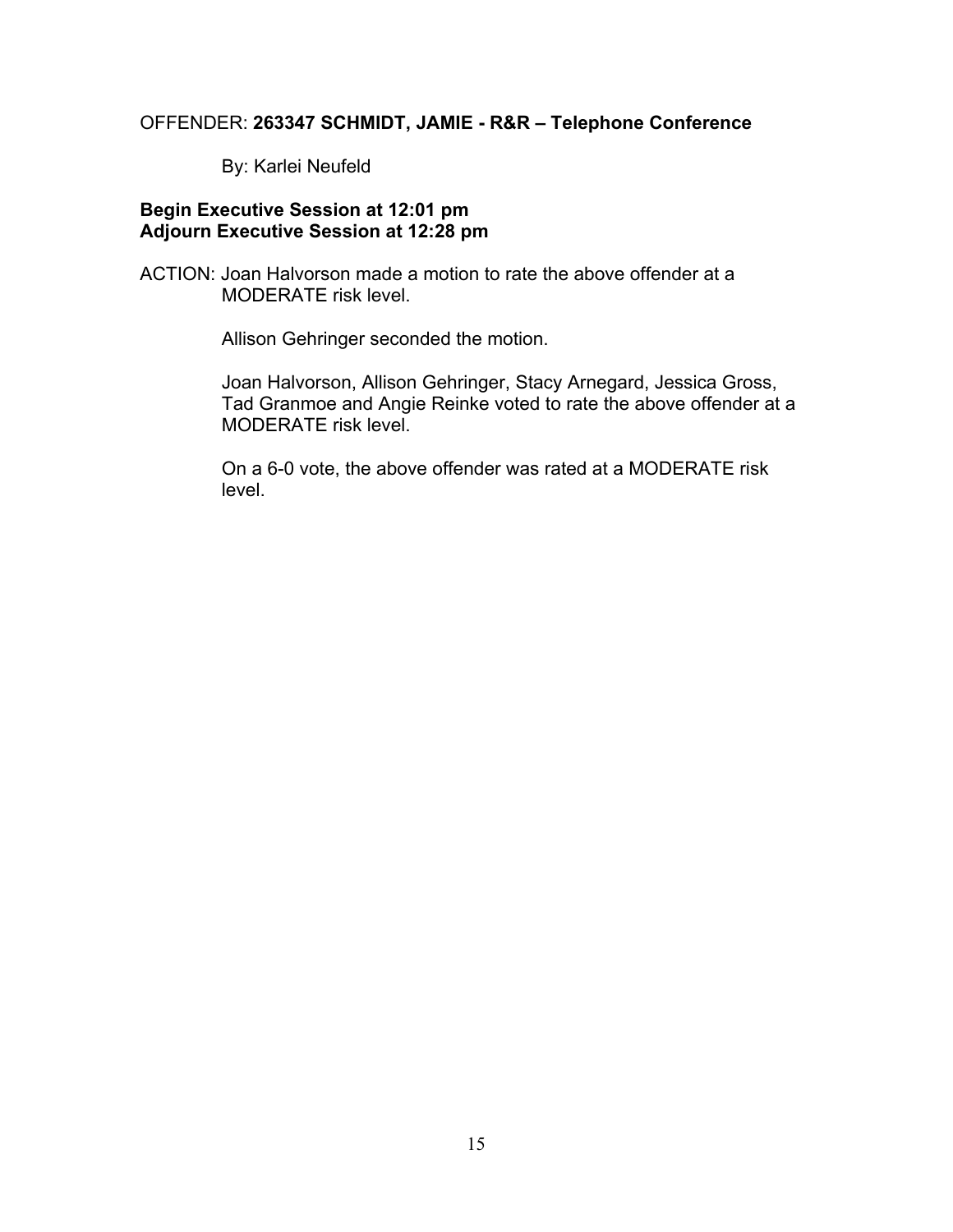OFFENDER: **263347 SCHMIDT, JAMIE - R&R – Telephone Conference**

By: Karlei Neufeld

**Begin Executive Session at 12:01 pm**
**Adjourn Executive Session at 12:28 pm**

ACTION: Joan Halvorson made a motion to rate the above offender at a MODERATE risk level.

Allison Gehringer seconded the motion.

Joan Halvorson, Allison Gehringer, Stacy Arnegard, Jessica Gross, Tad Granmoe and Angie Reinke voted to rate the above offender at a MODERATE risk level.

On a 6-0 vote, the above offender was rated at a MODERATE risk level.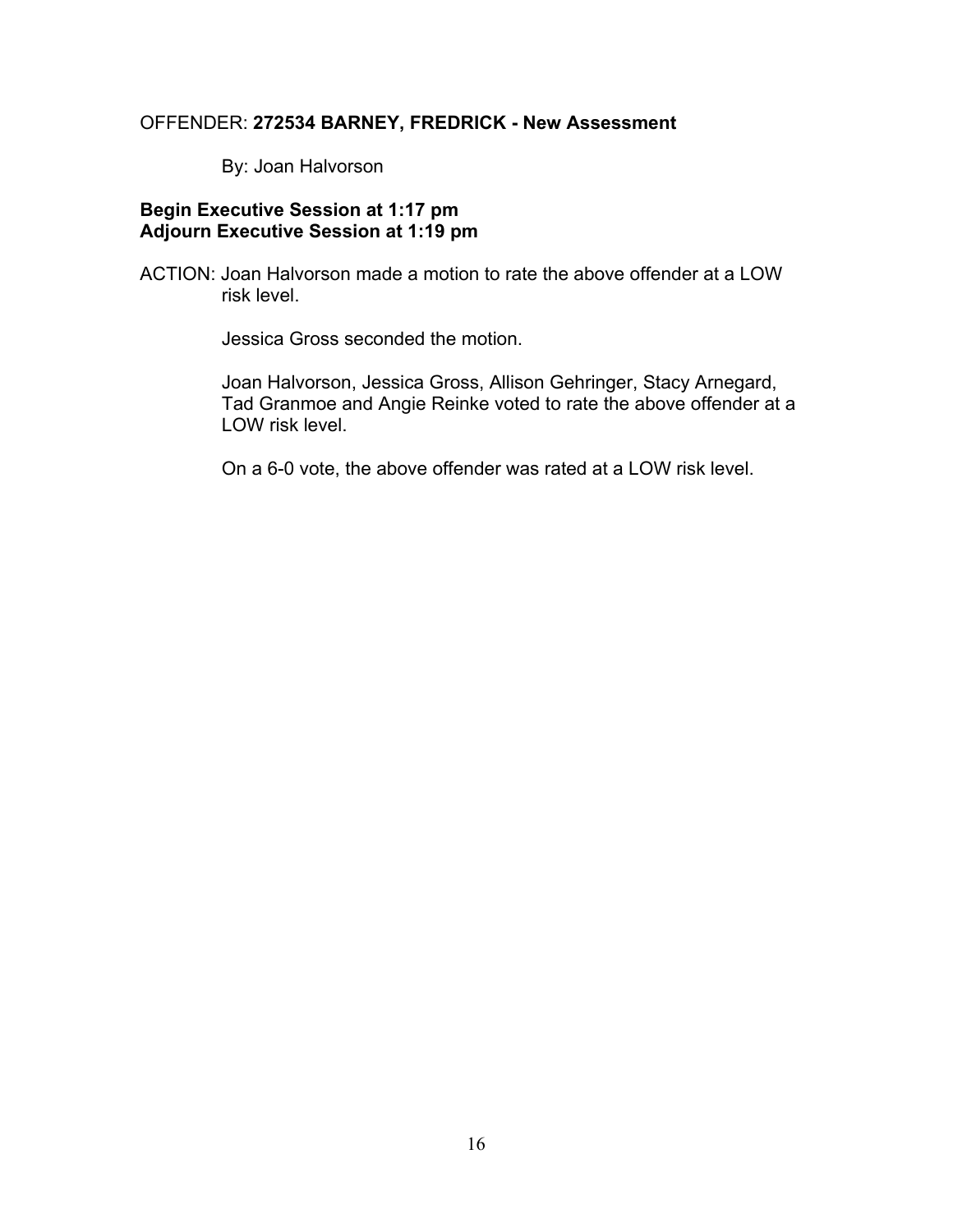OFFENDER: **272534 BARNEY, FREDRICK - New Assessment**

By: Joan Halvorson

**Begin Executive Session at 1:17 pm**
**Adjourn Executive Session at 1:19 pm**

ACTION: Joan Halvorson made a motion to rate the above offender at a LOW risk level.

Jessica Gross seconded the motion.

Joan Halvorson, Jessica Gross, Allison Gehringer, Stacy Arnegard, Tad Granmoe and Angie Reinke voted to rate the above offender at a LOW risk level.

On a 6-0 vote, the above offender was rated at a LOW risk level.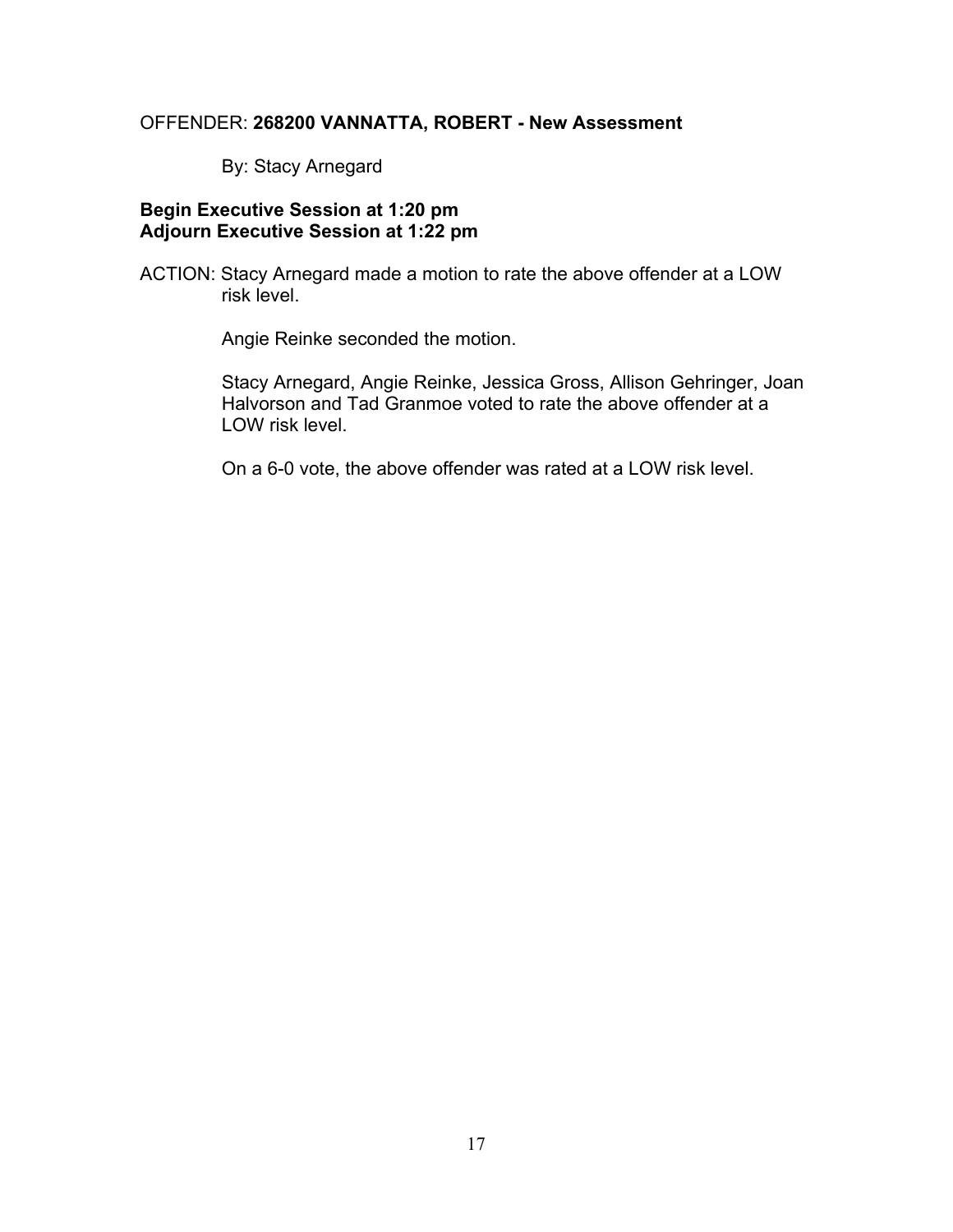OFFENDER: **268200 VANNATTA, ROBERT - New Assessment**

By: Stacy Arnegard

**Begin Executive Session at 1:20 pm**
**Adjourn Executive Session at 1:22 pm**

ACTION: Stacy Arnegard made a motion to rate the above offender at a LOW risk level.

Angie Reinke seconded the motion.

Stacy Arnegard, Angie Reinke, Jessica Gross, Allison Gehringer, Joan Halvorson and Tad Granmoe voted to rate the above offender at a LOW risk level.

On a 6-0 vote, the above offender was rated at a LOW risk level.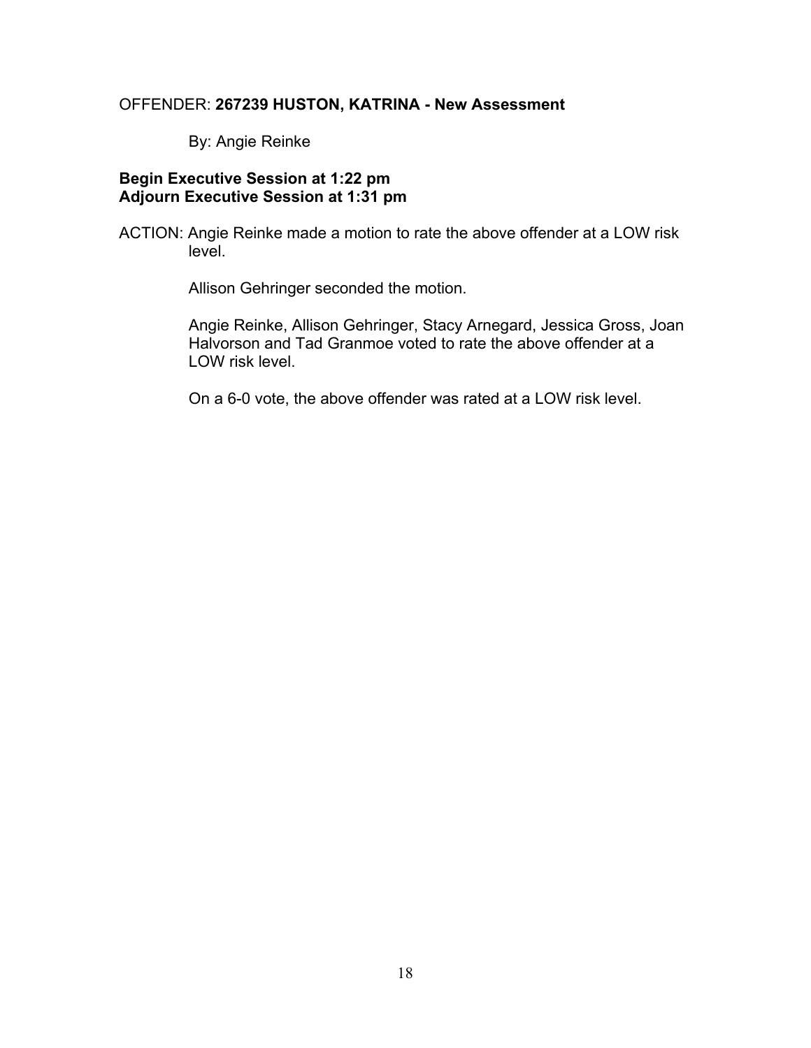OFFENDER: **267239 HUSTON, KATRINA - New Assessment**

By: Angie Reinke

**Begin Executive Session at 1:22 pm**
**Adjourn Executive Session at 1:31 pm**

ACTION: Angie Reinke made a motion to rate the above offender at a LOW risk level.

Allison Gehringer seconded the motion.

Angie Reinke, Allison Gehringer, Stacy Arnegard, Jessica Gross, Joan Halvorson and Tad Granmoe voted to rate the above offender at a LOW risk level.

On a 6-0 vote, the above offender was rated at a LOW risk level.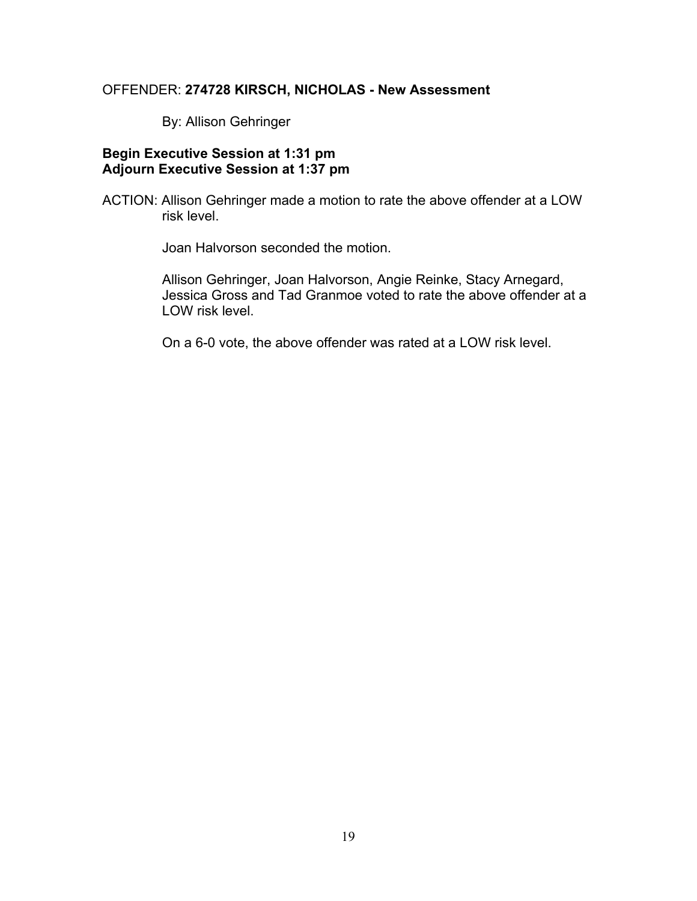OFFENDER: **274728 KIRSCH, NICHOLAS - New Assessment**

By: Allison Gehringer

**Begin Executive Session at 1:31 pm**
**Adjourn Executive Session at 1:37 pm**

ACTION: Allison Gehringer made a motion to rate the above offender at a LOW risk level.

Joan Halvorson seconded the motion.

Allison Gehringer, Joan Halvorson, Angie Reinke, Stacy Arnegard, Jessica Gross and Tad Granmoe voted to rate the above offender at a LOW risk level.

On a 6-0 vote, the above offender was rated at a LOW risk level.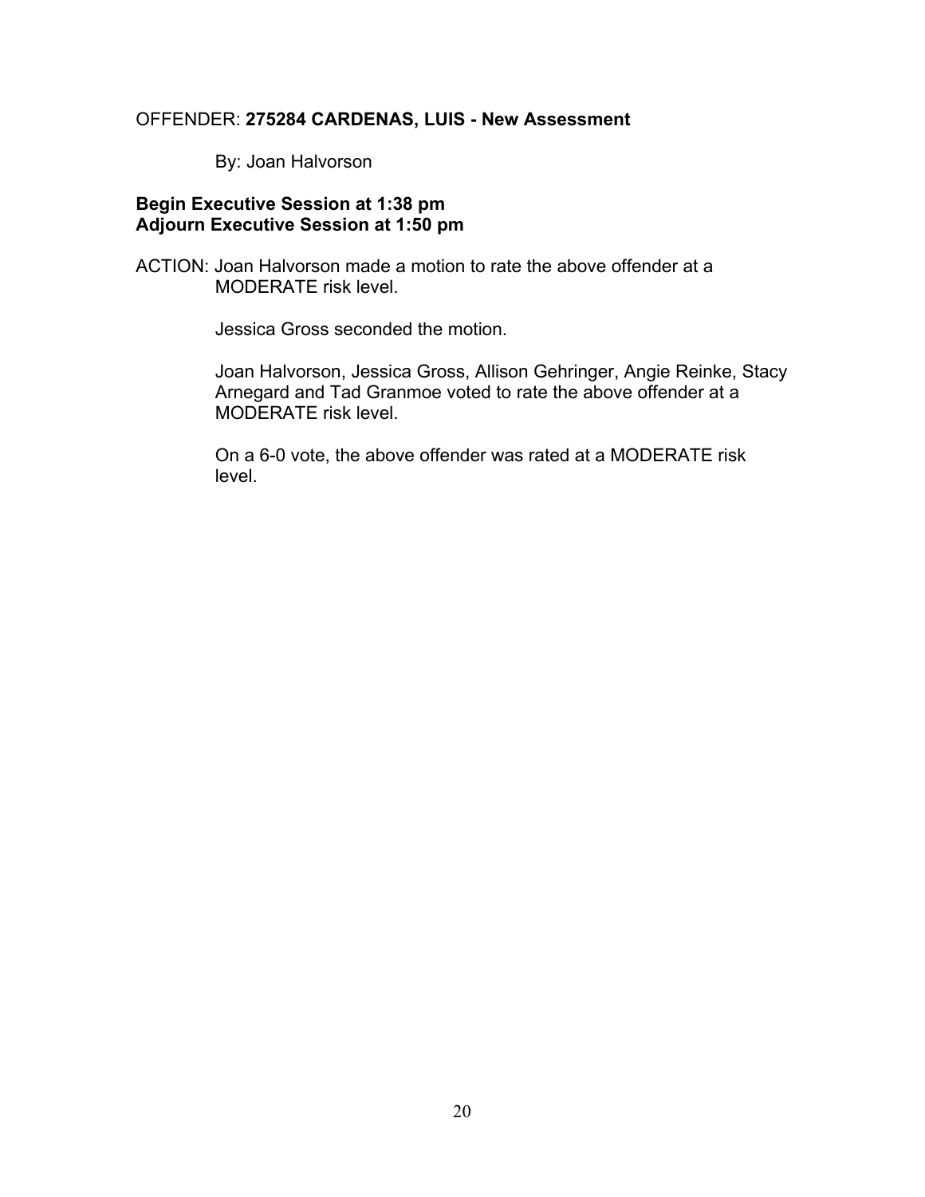OFFENDER: **275284 CARDENAS, LUIS - New Assessment**

By: Joan Halvorson

**Begin Executive Session at 1:38 pm**
**Adjourn Executive Session at 1:50 pm**

ACTION: Joan Halvorson made a motion to rate the above offender at a MODERATE risk level.

Jessica Gross seconded the motion.

Joan Halvorson, Jessica Gross, Allison Gehringer, Angie Reinke, Stacy Arnegard and Tad Granmoe voted to rate the above offender at a MODERATE risk level.

On a 6-0 vote, the above offender was rated at a MODERATE risk level.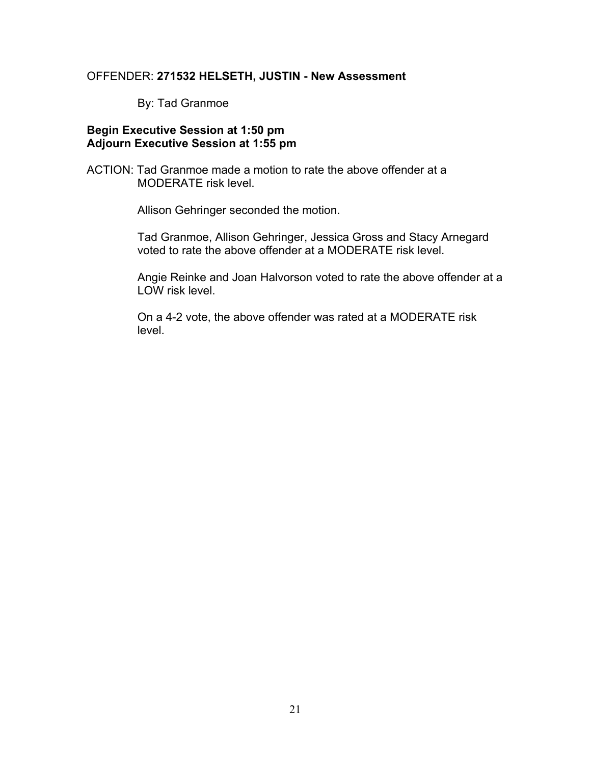OFFENDER: **271532 HELSETH, JUSTIN - New Assessment**

By: Tad Granmoe

**Begin Executive Session at 1:50 pm**
**Adjourn Executive Session at 1:55 pm**

ACTION: Tad Granmoe made a motion to rate the above offender at a MODERATE risk level.

Allison Gehringer seconded the motion.

Tad Granmoe, Allison Gehringer, Jessica Gross and Stacy Arnegard voted to rate the above offender at a MODERATE risk level.

Angie Reinke and Joan Halvorson voted to rate the above offender at a LOW risk level.

On a 4-2 vote, the above offender was rated at a MODERATE risk level.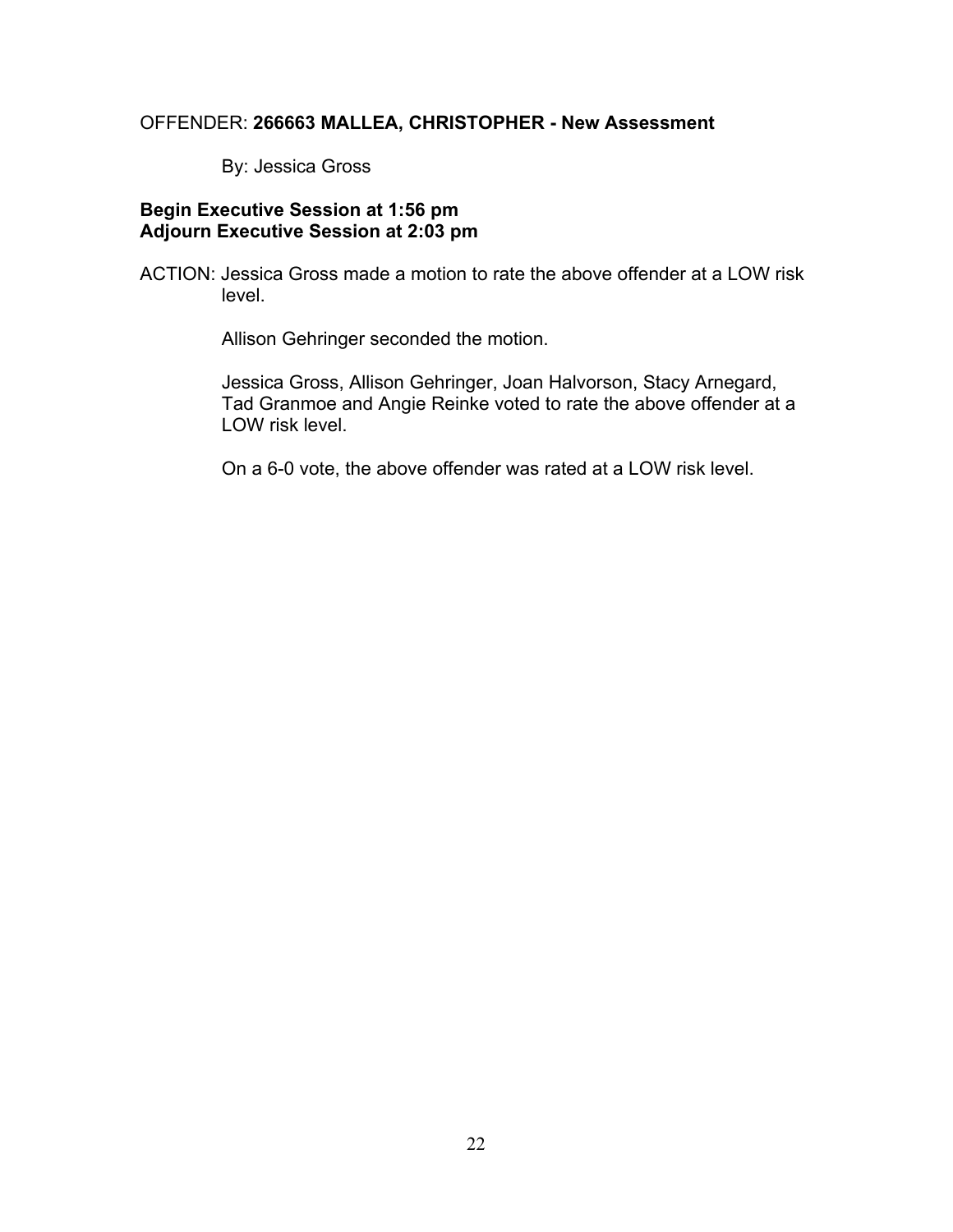OFFENDER: **266663 MALLEA, CHRISTOPHER - New Assessment**

By: Jessica Gross

**Begin Executive Session at 1:56 pm**
**Adjourn Executive Session at 2:03 pm**

ACTION: Jessica Gross made a motion to rate the above offender at a LOW risk level.

Allison Gehringer seconded the motion.

Jessica Gross, Allison Gehringer, Joan Halvorson, Stacy Arnegard, Tad Granmoe and Angie Reinke voted to rate the above offender at a LOW risk level.

On a 6-0 vote, the above offender was rated at a LOW risk level.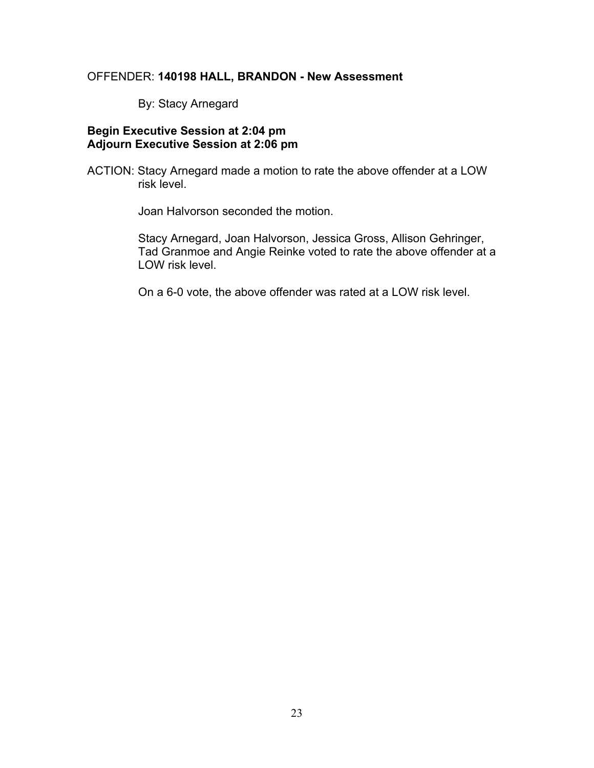OFFENDER: **140198 HALL, BRANDON - New Assessment**

By: Stacy Arnegard

**Begin Executive Session at 2:04 pm**
**Adjourn Executive Session at 2:06 pm**

ACTION: Stacy Arnegard made a motion to rate the above offender at a LOW risk level.

Joan Halvorson seconded the motion.

Stacy Arnegard, Joan Halvorson, Jessica Gross, Allison Gehringer, Tad Granmoe and Angie Reinke voted to rate the above offender at a LOW risk level.

On a 6-0 vote, the above offender was rated at a LOW risk level.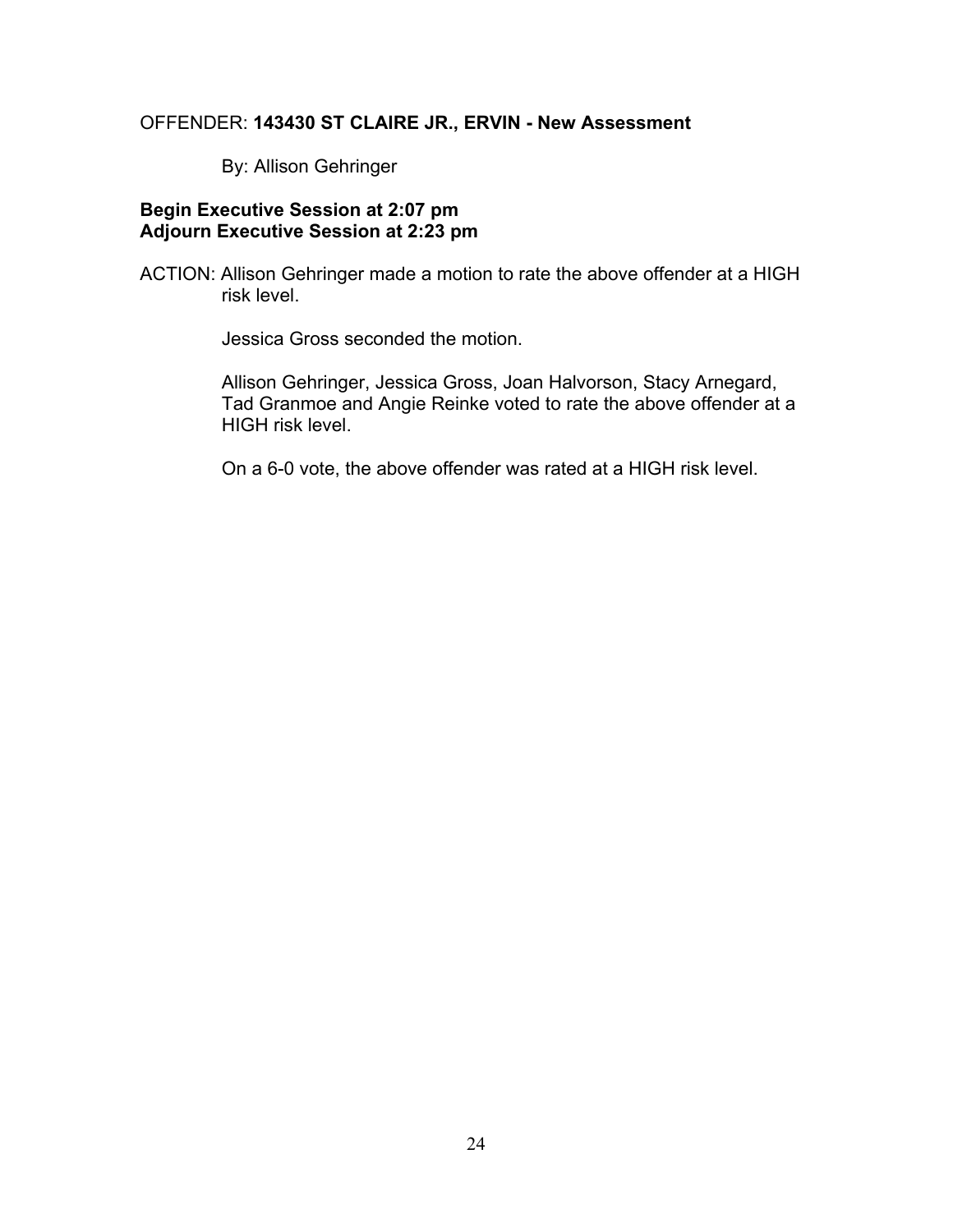OFFENDER: **143430 ST CLAIRE JR., ERVIN - New Assessment**

By: Allison Gehringer

**Begin Executive Session at 2:07 pm**
**Adjourn Executive Session at 2:23 pm**

ACTION: Allison Gehringer made a motion to rate the above offender at a HIGH risk level.

Jessica Gross seconded the motion.

Allison Gehringer, Jessica Gross, Joan Halvorson, Stacy Arnegard, Tad Granmoe and Angie Reinke voted to rate the above offender at a HIGH risk level.

On a 6-0 vote, the above offender was rated at a HIGH risk level.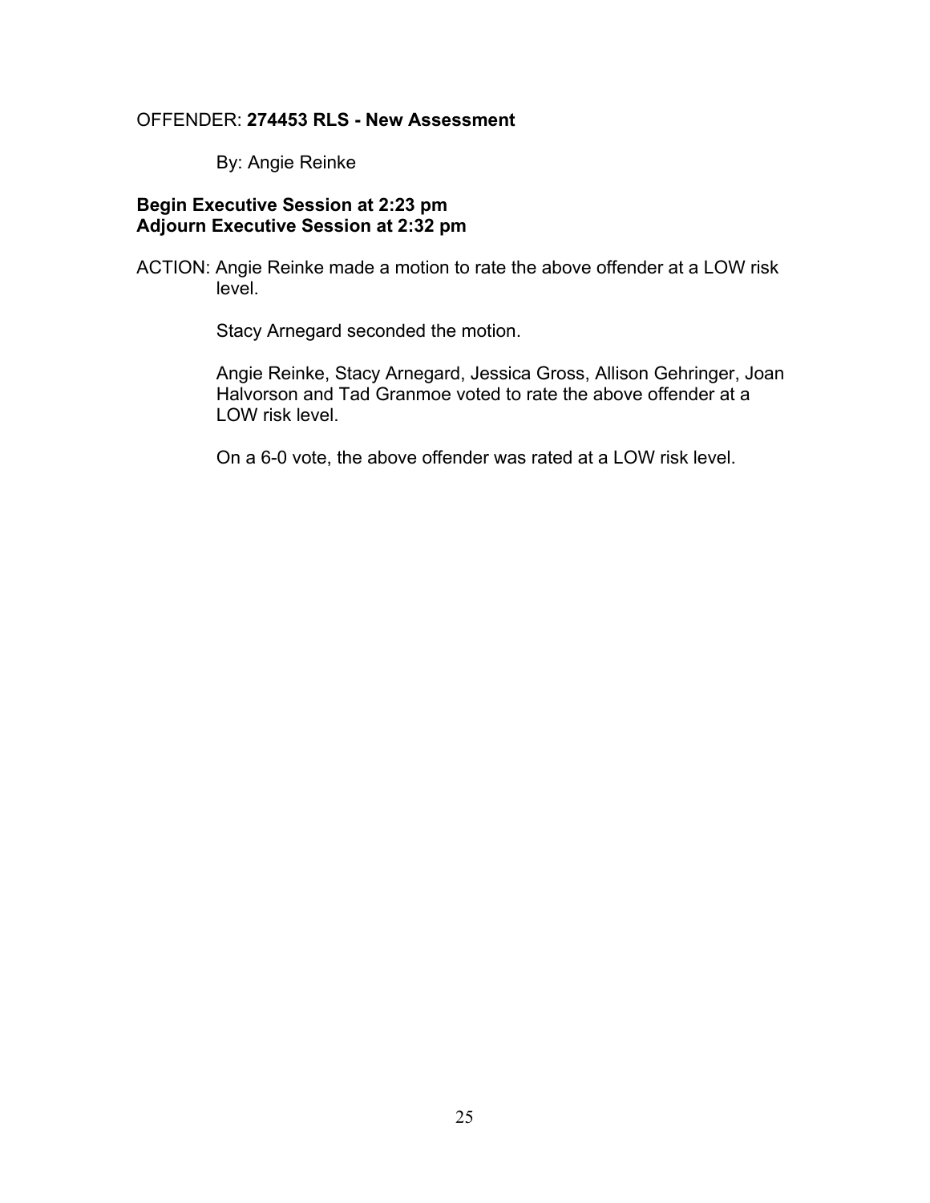OFFENDER: **274453 RLS - New Assessment**

By: Angie Reinke

**Begin Executive Session at 2:23 pm**
**Adjourn Executive Session at 2:32 pm**

ACTION: Angie Reinke made a motion to rate the above offender at a LOW risk level.

Stacy Arnegard seconded the motion.

Angie Reinke, Stacy Arnegard, Jessica Gross, Allison Gehringer, Joan Halvorson and Tad Granmoe voted to rate the above offender at a LOW risk level.

On a 6-0 vote, the above offender was rated at a LOW risk level.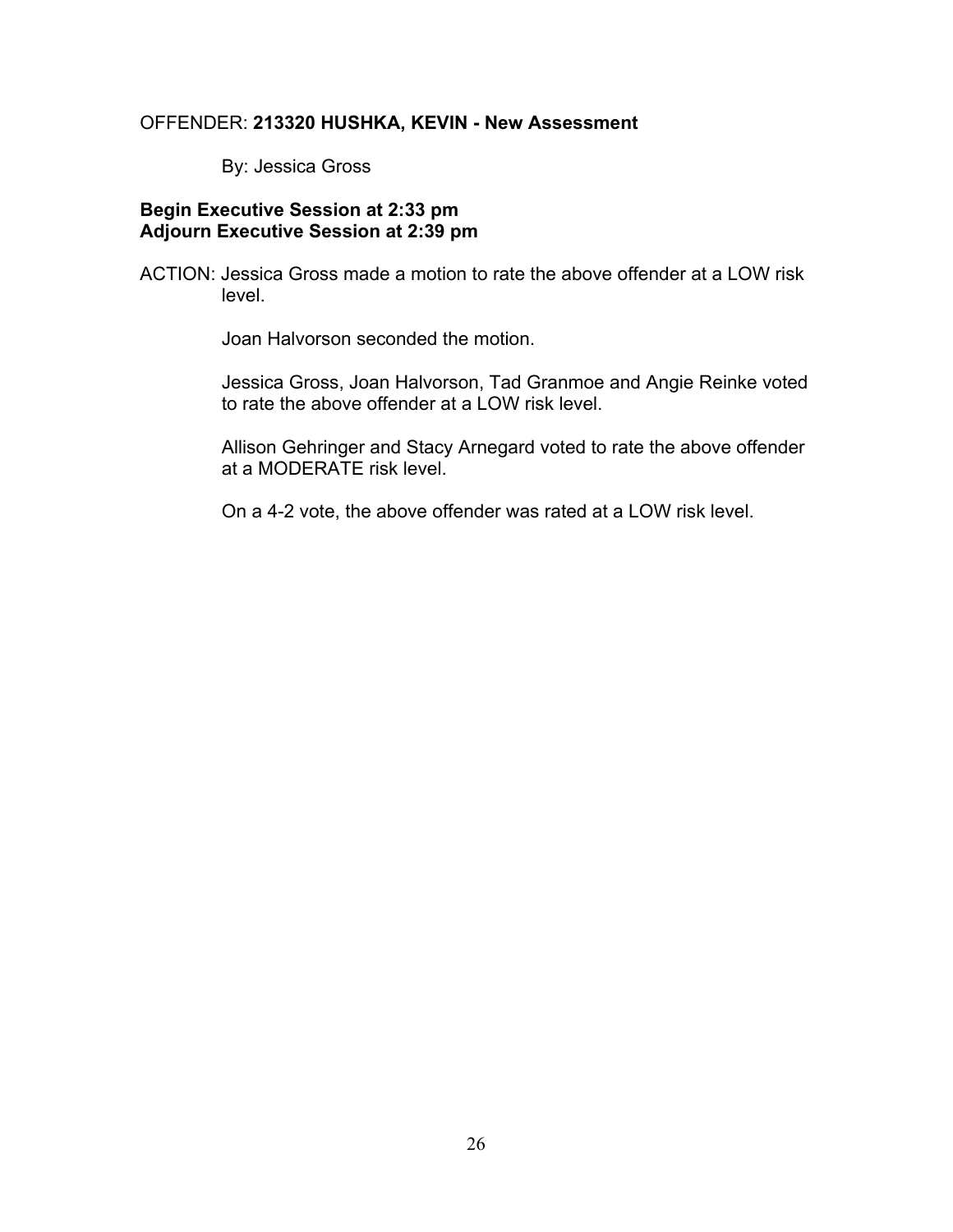OFFENDER: **213320 HUSHKA, KEVIN - New Assessment**

By: Jessica Gross

**Begin Executive Session at 2:33 pm**
**Adjourn Executive Session at 2:39 pm**

ACTION: Jessica Gross made a motion to rate the above offender at a LOW risk level.

Joan Halvorson seconded the motion.

Jessica Gross, Joan Halvorson, Tad Granmoe and Angie Reinke voted to rate the above offender at a LOW risk level.

Allison Gehringer and Stacy Arnegard voted to rate the above offender at a MODERATE risk level.

On a 4-2 vote, the above offender was rated at a LOW risk level.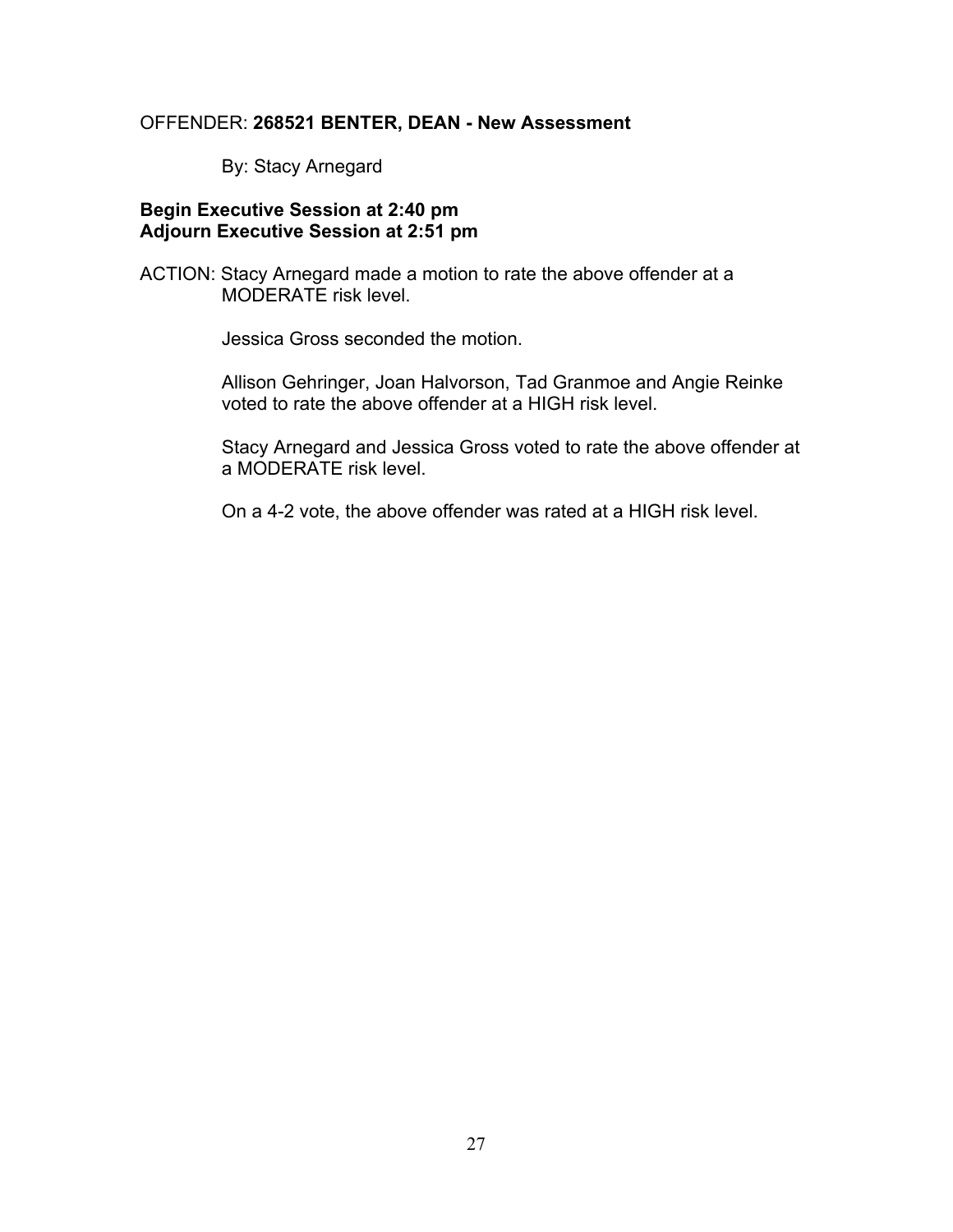OFFENDER: **268521 BENTER, DEAN - New Assessment**

By: Stacy Arnegard

**Begin Executive Session at 2:40 pm**
**Adjourn Executive Session at 2:51 pm**

ACTION: Stacy Arnegard made a motion to rate the above offender at a MODERATE risk level.

Jessica Gross seconded the motion.

Allison Gehringer, Joan Halvorson, Tad Granmoe and Angie Reinke voted to rate the above offender at a HIGH risk level.

Stacy Arnegard and Jessica Gross voted to rate the above offender at a MODERATE risk level.

On a 4-2 vote, the above offender was rated at a HIGH risk level.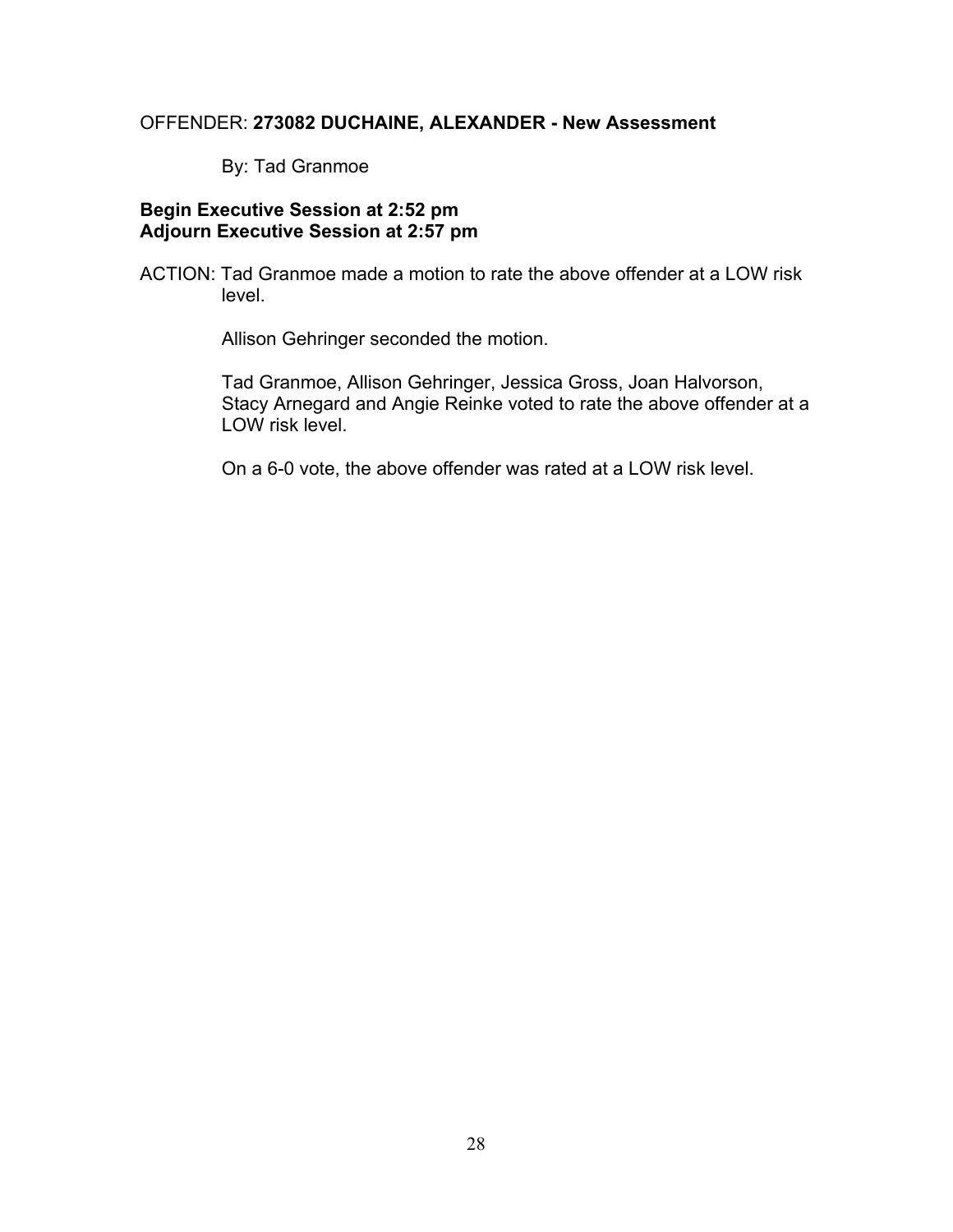OFFENDER: **273082 DUCHAINE, ALEXANDER - New Assessment**

By: Tad Granmoe

**Begin Executive Session at 2:52 pm**
**Adjourn Executive Session at 2:57 pm**

ACTION: Tad Granmoe made a motion to rate the above offender at a LOW risk level.

Allison Gehringer seconded the motion.

Tad Granmoe, Allison Gehringer, Jessica Gross, Joan Halvorson, Stacy Arnegard and Angie Reinke voted to rate the above offender at a LOW risk level.

On a 6-0 vote, the above offender was rated at a LOW risk level.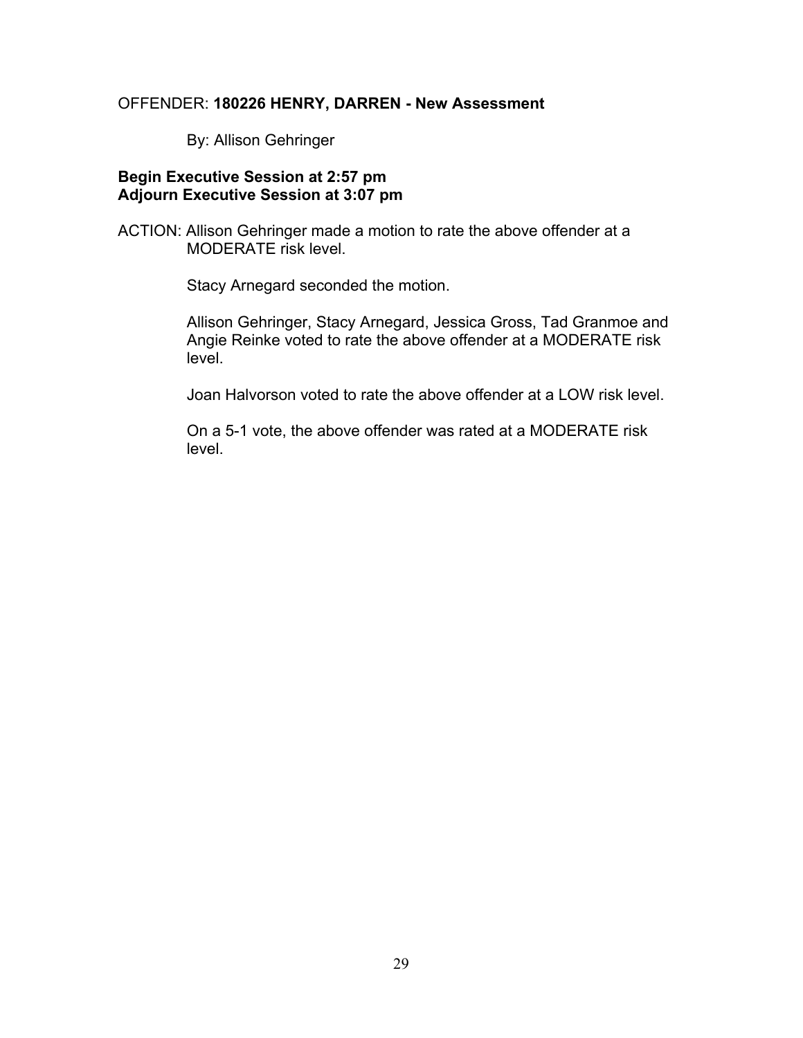OFFENDER: **180226 HENRY, DARREN - New Assessment**

By: Allison Gehringer

**Begin Executive Session at 2:57 pm**
**Adjourn Executive Session at 3:07 pm**

ACTION: Allison Gehringer made a motion to rate the above offender at a MODERATE risk level.

Stacy Arnegard seconded the motion.

Allison Gehringer, Stacy Arnegard, Jessica Gross, Tad Granmoe and Angie Reinke voted to rate the above offender at a MODERATE risk level.

Joan Halvorson voted to rate the above offender at a LOW risk level.

On a 5-1 vote, the above offender was rated at a MODERATE risk level.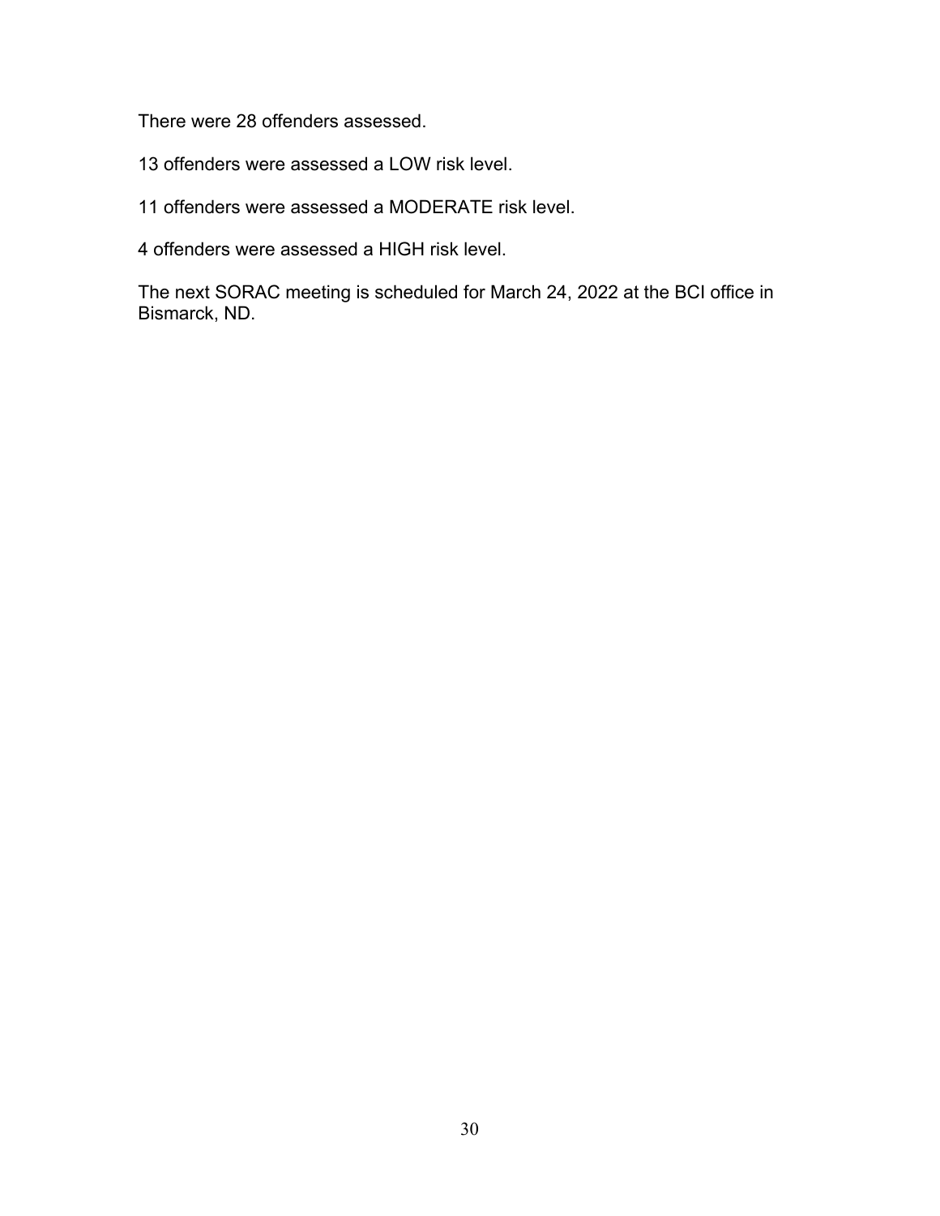There were 28 offenders assessed.

13 offenders were assessed a LOW risk level.

11 offenders were assessed a MODERATE risk level.

4 offenders were assessed a HIGH risk level.

The next SORAC meeting is scheduled for March 24, 2022 at the BCI office in Bismarck, ND.